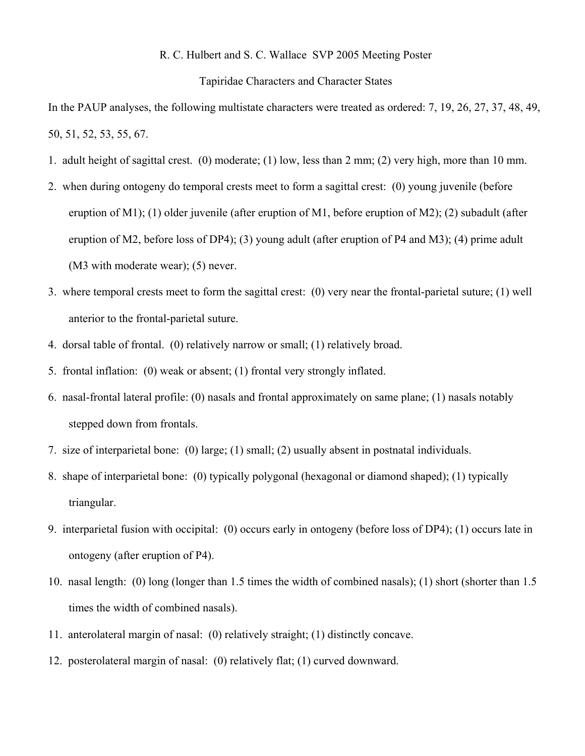R. C. Hulbert and S. C. Wallace SVP 2005 Meeting Poster

Tapiridae Characters and Character States

In the PAUP analyses, the following multistate characters were treated as ordered: 7, 19, 26, 27, 37, 48, 49, 50, 51, 52, 53, 55, 67.

1. adult height of sagittal crest. (0) moderate; (1) low, less than 2 mm; (2) very high, more than 10 mm.
2. when during ontogeny do temporal crests meet to form a sagittal crest: (0) young juvenile (before eruption of M1); (1) older juvenile (after eruption of M1, before eruption of M2); (2) subadult (after eruption of M2, before loss of DP4); (3) young adult (after eruption of P4 and M3); (4) prime adult (M3 with moderate wear); (5) never.
3. where temporal crests meet to form the sagittal crest: (0) very near the frontal-parietal suture; (1) well anterior to the frontal-parietal suture.
4. dorsal table of frontal. (0) relatively narrow or small; (1) relatively broad.
5. frontal inflation: (0) weak or absent; (1) frontal very strongly inflated.
6. nasal-frontal lateral profile: (0) nasals and frontal approximately on same plane; (1) nasals notably stepped down from frontals.
7. size of interparietal bone: (0) large; (1) small; (2) usually absent in postnatal individuals.
8. shape of interparietal bone: (0) typically polygonal (hexagonal or diamond shaped); (1) typically triangular.
9. interparietal fusion with occipital: (0) occurs early in ontogeny (before loss of DP4); (1) occurs late in ontogeny (after eruption of P4).
10. nasal length: (0) long (longer than 1.5 times the width of combined nasals); (1) short (shorter than 1.5 times the width of combined nasals).
11. anterolateral margin of nasal: (0) relatively straight; (1) distinctly concave.
12. posterolateral margin of nasal: (0) relatively flat; (1) curved downward.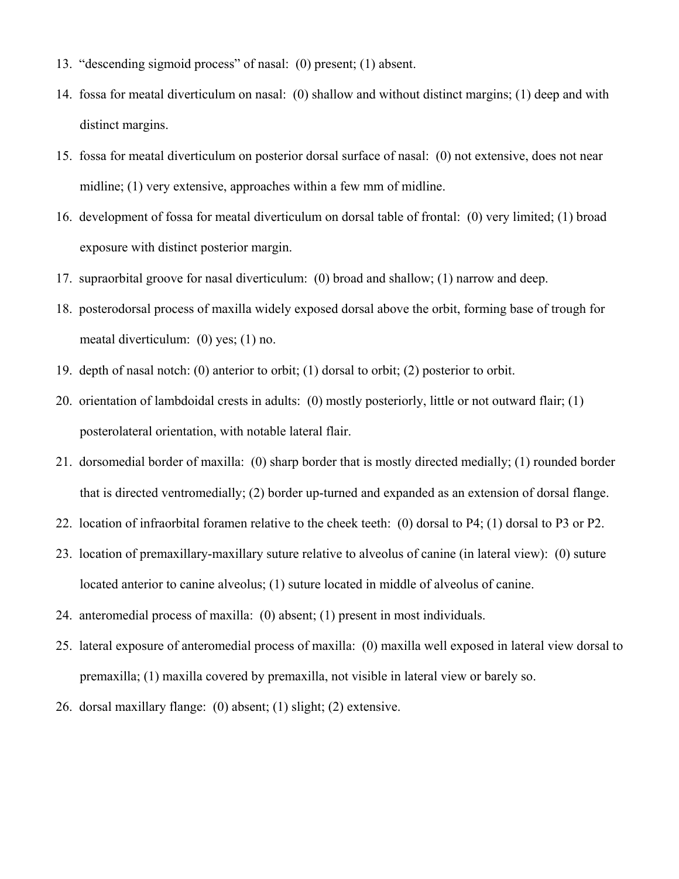13. "descending sigmoid process" of nasal: (0) present; (1) absent.
14. fossa for meatal diverticulum on nasal: (0) shallow and without distinct margins; (1) deep and with distinct margins.
15. fossa for meatal diverticulum on posterior dorsal surface of nasal: (0) not extensive, does not near midline; (1) very extensive, approaches within a few mm of midline.
16. development of fossa for meatal diverticulum on dorsal table of frontal: (0) very limited; (1) broad exposure with distinct posterior margin.
17. supraorbital groove for nasal diverticulum: (0) broad and shallow; (1) narrow and deep.
18. posterodorsal process of maxilla widely exposed dorsal above the orbit, forming base of trough for meatal diverticulum: (0) yes; (1) no.
19. depth of nasal notch: (0) anterior to orbit; (1) dorsal to orbit; (2) posterior to orbit.
20. orientation of lambdoidal crests in adults: (0) mostly posteriorly, little or not outward flair; (1) posterolateral orientation, with notable lateral flair.
21. dorsomedial border of maxilla: (0) sharp border that is mostly directed medially; (1) rounded border that is directed ventromedially; (2) border up-turned and expanded as an extension of dorsal flange.
22. location of infraorbital foramen relative to the cheek teeth: (0) dorsal to P4; (1) dorsal to P3 or P2.
23. location of premaxillary-maxillary suture relative to alveolus of canine (in lateral view): (0) suture located anterior to canine alveolus; (1) suture located in middle of alveolus of canine.
24. anteromedial process of maxilla: (0) absent; (1) present in most individuals.
25. lateral exposure of anteromedial process of maxilla: (0) maxilla well exposed in lateral view dorsal to premaxilla; (1) maxilla covered by premaxilla, not visible in lateral view or barely so.
26. dorsal maxillary flange: (0) absent; (1) slight; (2) extensive.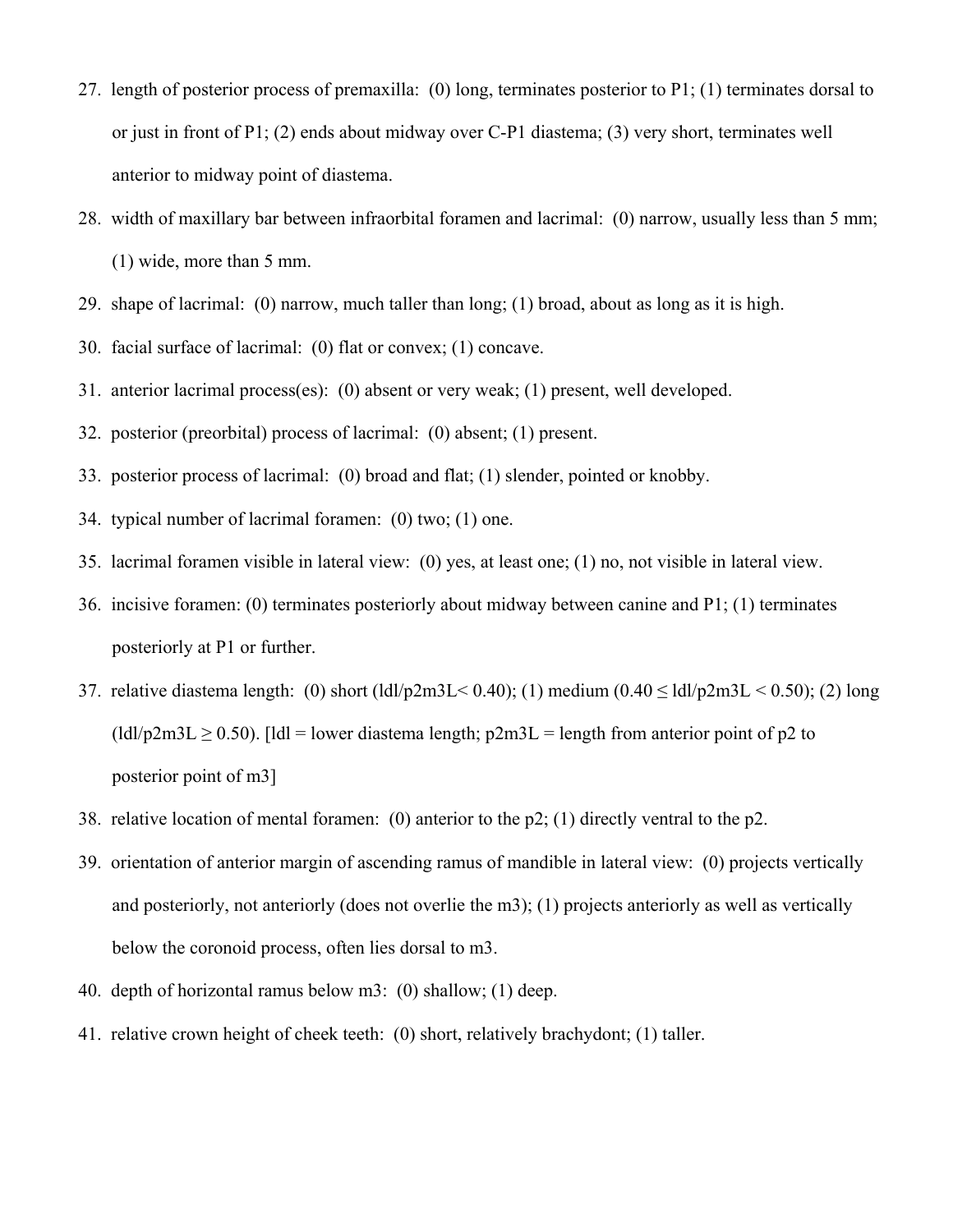27. length of posterior process of premaxilla: (0) long, terminates posterior to P1; (1) terminates dorsal to or just in front of P1; (2) ends about midway over C-P1 diastema; (3) very short, terminates well anterior to midway point of diastema.
28. width of maxillary bar between infraorbital foramen and lacrimal: (0) narrow, usually less than 5 mm; (1) wide, more than 5 mm.
29. shape of lacrimal: (0) narrow, much taller than long; (1) broad, about as long as it is high.
30. facial surface of lacrimal: (0) flat or convex; (1) concave.
31. anterior lacrimal process(es): (0) absent or very weak; (1) present, well developed.
32. posterior (preorbital) process of lacrimal: (0) absent; (1) present.
33. posterior process of lacrimal: (0) broad and flat; (1) slender, pointed or knobby.
34. typical number of lacrimal foramen: (0) two; (1) one.
35. lacrimal foramen visible in lateral view: (0) yes, at least one; (1) no, not visible in lateral view.
36. incisive foramen: (0) terminates posteriorly about midway between canine and P1; (1) terminates posteriorly at P1 or further.
37. relative diastema length: (0) short ($ldl/p2m3L < 0.40$); (1) medium ($0.40 \leq ldl/p2m3L < 0.50$); (2) long ($ldl/p2m3L \geq 0.50$). [ldl = lower diastema length; p2m3L = length from anterior point of p2 to posterior point of m3]
38. relative location of mental foramen: (0) anterior to the p2; (1) directly ventral to the p2.
39. orientation of anterior margin of ascending ramus of mandible in lateral view: (0) projects vertically and posteriorly, not anteriorly (does not overlie the m3); (1) projects anteriorly as well as vertically below the coronoid process, often lies dorsal to m3.
40. depth of horizontal ramus below m3: (0) shallow; (1) deep.
41. relative crown height of cheek teeth: (0) short, relatively brachydont; (1) taller.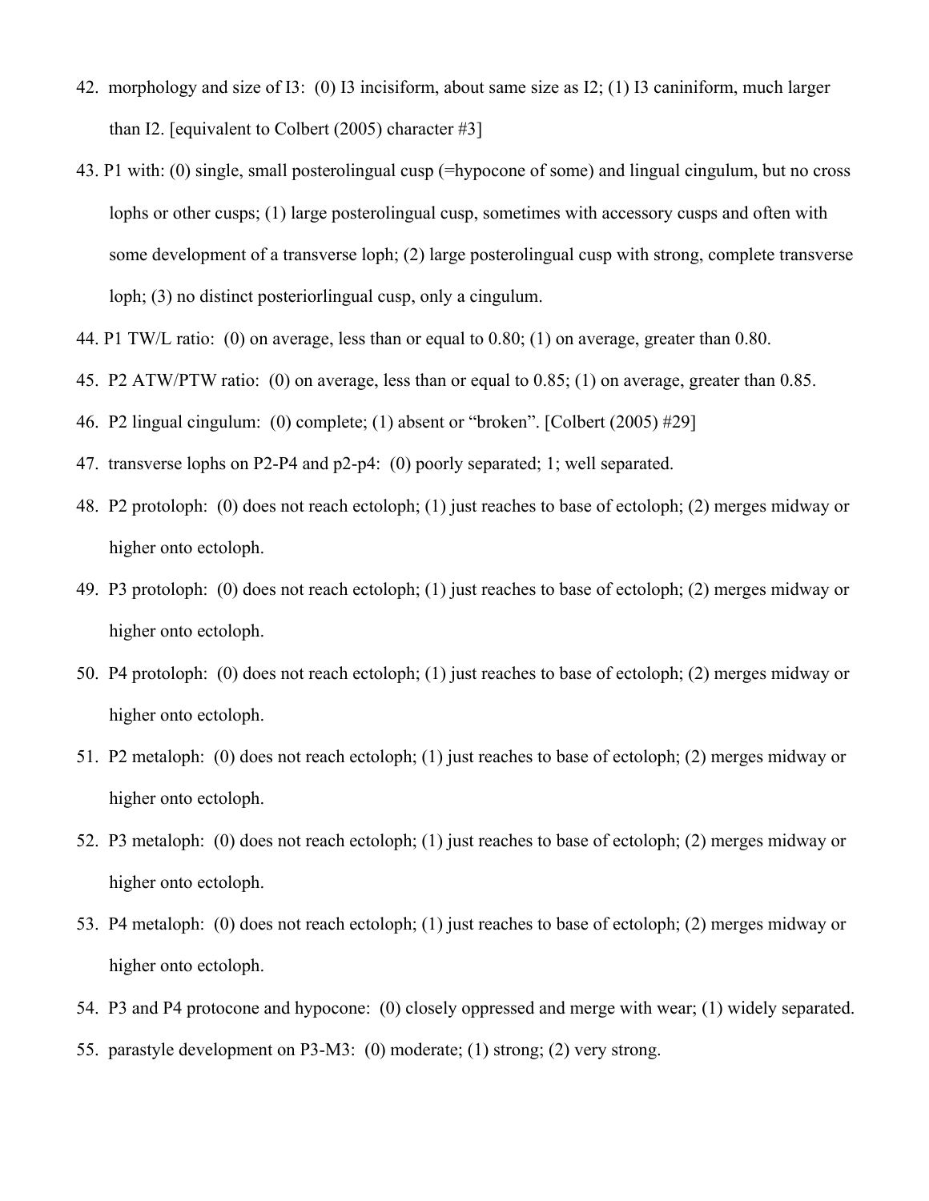42. morphology and size of I3: (0) I3 incisiform, about same size as I2; (1) I3 caniniform, much larger than I2. [equivalent to Colbert (2005) character #3]
43. P1 with: (0) single, small posterolingual cusp (=hypocone of some) and lingual cingulum, but no cross lophs or other cusps; (1) large posterolingual cusp, sometimes with accessory cusps and often with some development of a transverse loph; (2) large posterolingual cusp with strong, complete transverse loph; (3) no distinct posteriorlingual cusp, only a cingulum.
44. P1 TW/L ratio: (0) on average, less than or equal to 0.80; (1) on average, greater than 0.80.
45. P2 ATW/PTW ratio: (0) on average, less than or equal to 0.85; (1) on average, greater than 0.85.
46. P2 lingual cingulum: (0) complete; (1) absent or "broken". [Colbert (2005) #29]
47. transverse lophs on P2-P4 and p2-p4: (0) poorly separated; 1; well separated.
48. P2 protoloph: (0) does not reach ectoloph; (1) just reaches to base of ectoloph; (2) merges midway or higher onto ectoloph.
49. P3 protoloph: (0) does not reach ectoloph; (1) just reaches to base of ectoloph; (2) merges midway or higher onto ectoloph.
50. P4 protoloph: (0) does not reach ectoloph; (1) just reaches to base of ectoloph; (2) merges midway or higher onto ectoloph.
51. P2 metaloph: (0) does not reach ectoloph; (1) just reaches to base of ectoloph; (2) merges midway or higher onto ectoloph.
52. P3 metaloph: (0) does not reach ectoloph; (1) just reaches to base of ectoloph; (2) merges midway or higher onto ectoloph.
53. P4 metaloph: (0) does not reach ectoloph; (1) just reaches to base of ectoloph; (2) merges midway or higher onto ectoloph.
54. P3 and P4 protocone and hypocone: (0) closely oppressed and merge with wear; (1) widely separated.
55. parastyle development on P3-M3: (0) moderate; (1) strong; (2) very strong.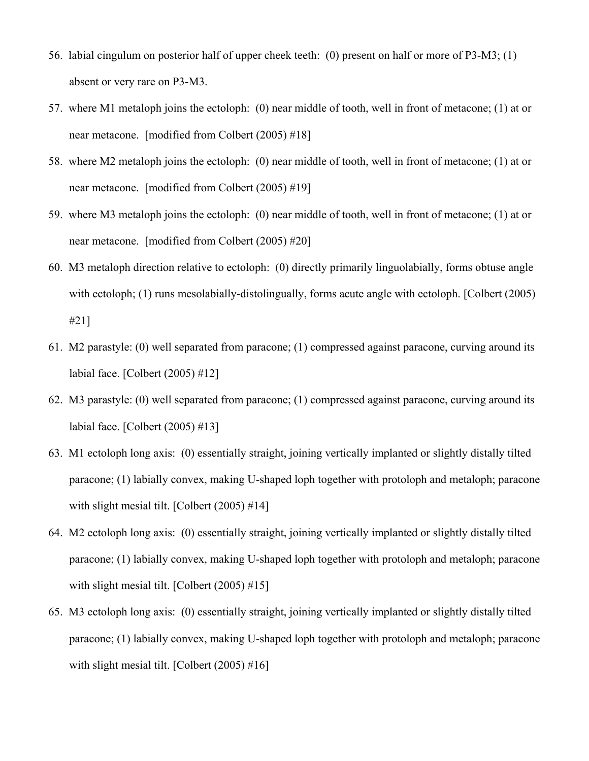56. labial cingulum on posterior half of upper cheek teeth: (0) present on half or more of P3-M3; (1) absent or very rare on P3-M3.
57. where M1 metaloph joins the ectoloph: (0) near middle of tooth, well in front of metacone; (1) at or near metacone. [modified from Colbert (2005) #18]
58. where M2 metaloph joins the ectoloph: (0) near middle of tooth, well in front of metacone; (1) at or near metacone. [modified from Colbert (2005) #19]
59. where M3 metaloph joins the ectoloph: (0) near middle of tooth, well in front of metacone; (1) at or near metacone. [modified from Colbert (2005) #20]
60. M3 metaloph direction relative to ectoloph: (0) directly primarily linguolabially, forms obtuse angle with ectoloph; (1) runs mesolabially-distolingually, forms acute angle with ectoloph. [Colbert (2005) #21]
61. M2 parastyle: (0) well separated from paracone; (1) compressed against paracone, curving around its labial face. [Colbert (2005) #12]
62. M3 parastyle: (0) well separated from paracone; (1) compressed against paracone, curving around its labial face. [Colbert (2005) #13]
63. M1 ectoloph long axis: (0) essentially straight, joining vertically implanted or slightly distally tilted paracone; (1) labially convex, making U-shaped loph together with protoloph and metaloph; paracone with slight mesial tilt. [Colbert (2005) #14]
64. M2 ectoloph long axis: (0) essentially straight, joining vertically implanted or slightly distally tilted paracone; (1) labially convex, making U-shaped loph together with protoloph and metaloph; paracone with slight mesial tilt. [Colbert (2005) #15]
65. M3 ectoloph long axis: (0) essentially straight, joining vertically implanted or slightly distally tilted paracone; (1) labially convex, making U-shaped loph together with protoloph and metaloph; paracone with slight mesial tilt. [Colbert (2005) #16]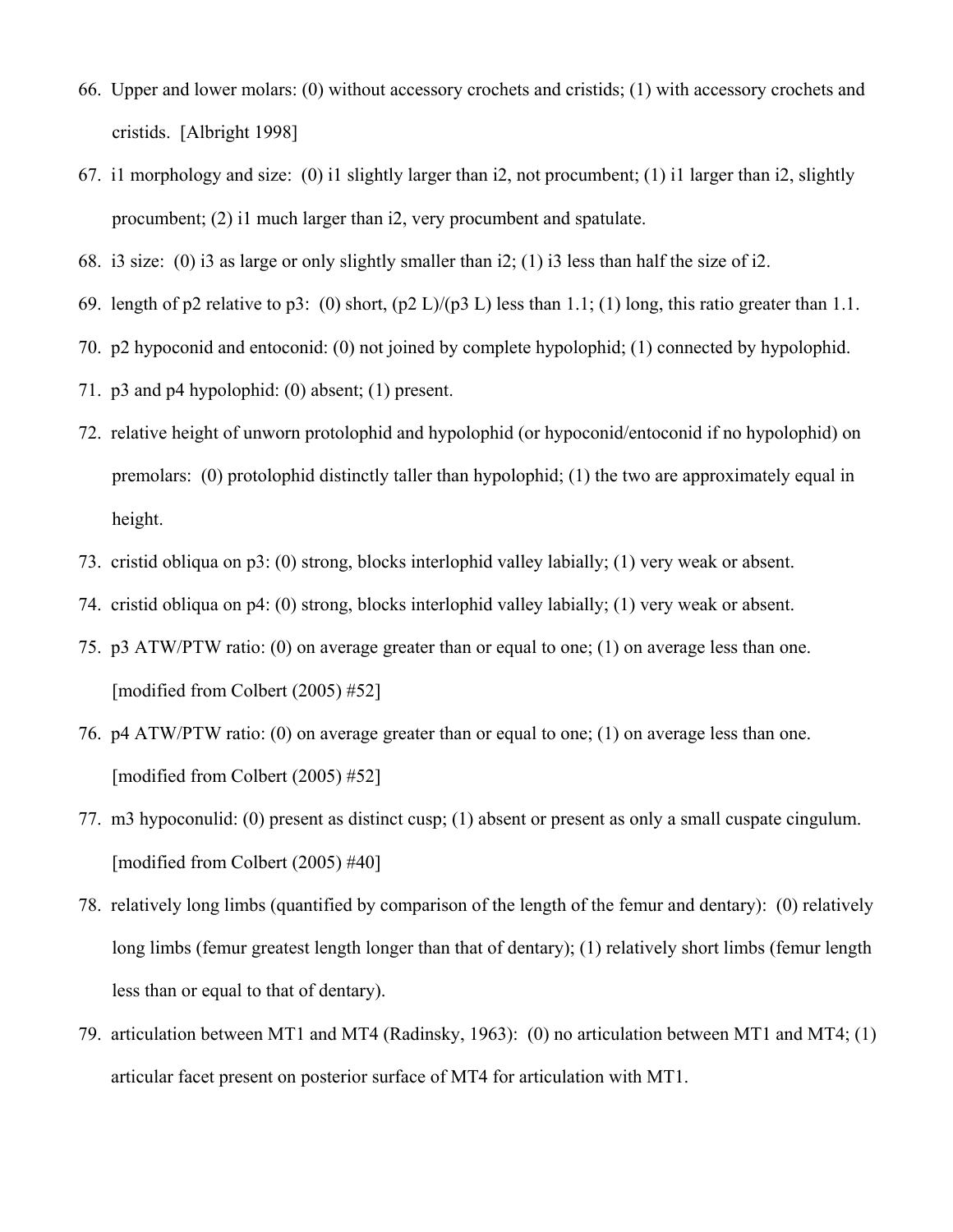66. Upper and lower molars: (0) without accessory crochets and cristids; (1) with accessory crochets and cristids. [Albright 1998]
67. i1 morphology and size: (0) i1 slightly larger than i2, not procumbent; (1) i1 larger than i2, slightly procumbent; (2) i1 much larger than i2, very procumbent and spatulate.
68. i3 size: (0) i3 as large or only slightly smaller than i2; (1) i3 less than half the size of i2.
69. length of p2 relative to p3: (0) short, (p2 L)/(p3 L) less than 1.1; (1) long, this ratio greater than 1.1.
70. p2 hypoconid and entoconid: (0) not joined by complete hypolophid; (1) connected by hypolophid.
71. p3 and p4 hypolophid: (0) absent; (1) present.
72. relative height of unworn protolophid and hypolophid (or hypoconid/entoconid if no hypolophid) on premolars: (0) protolophid distinctly taller than hypolophid; (1) the two are approximately equal in height.
73. cristid obliqua on p3: (0) strong, blocks interlophid valley labially; (1) very weak or absent.
74. cristid obliqua on p4: (0) strong, blocks interlophid valley labially; (1) very weak or absent.
75. p3 ATW/PTW ratio: (0) on average greater than or equal to one; (1) on average less than one. [modified from Colbert (2005) #52]
76. p4 ATW/PTW ratio: (0) on average greater than or equal to one; (1) on average less than one. [modified from Colbert (2005) #52]
77. m3 hypoconulid: (0) present as distinct cusp; (1) absent or present as only a small cuspate cingulum. [modified from Colbert (2005) #40]
78. relatively long limbs (quantified by comparison of the length of the femur and dentary): (0) relatively long limbs (femur greatest length longer than that of dentary); (1) relatively short limbs (femur length less than or equal to that of dentary).
79. articulation between MT1 and MT4 (Radinsky, 1963): (0) no articulation between MT1 and MT4; (1) articular facet present on posterior surface of MT4 for articulation with MT1.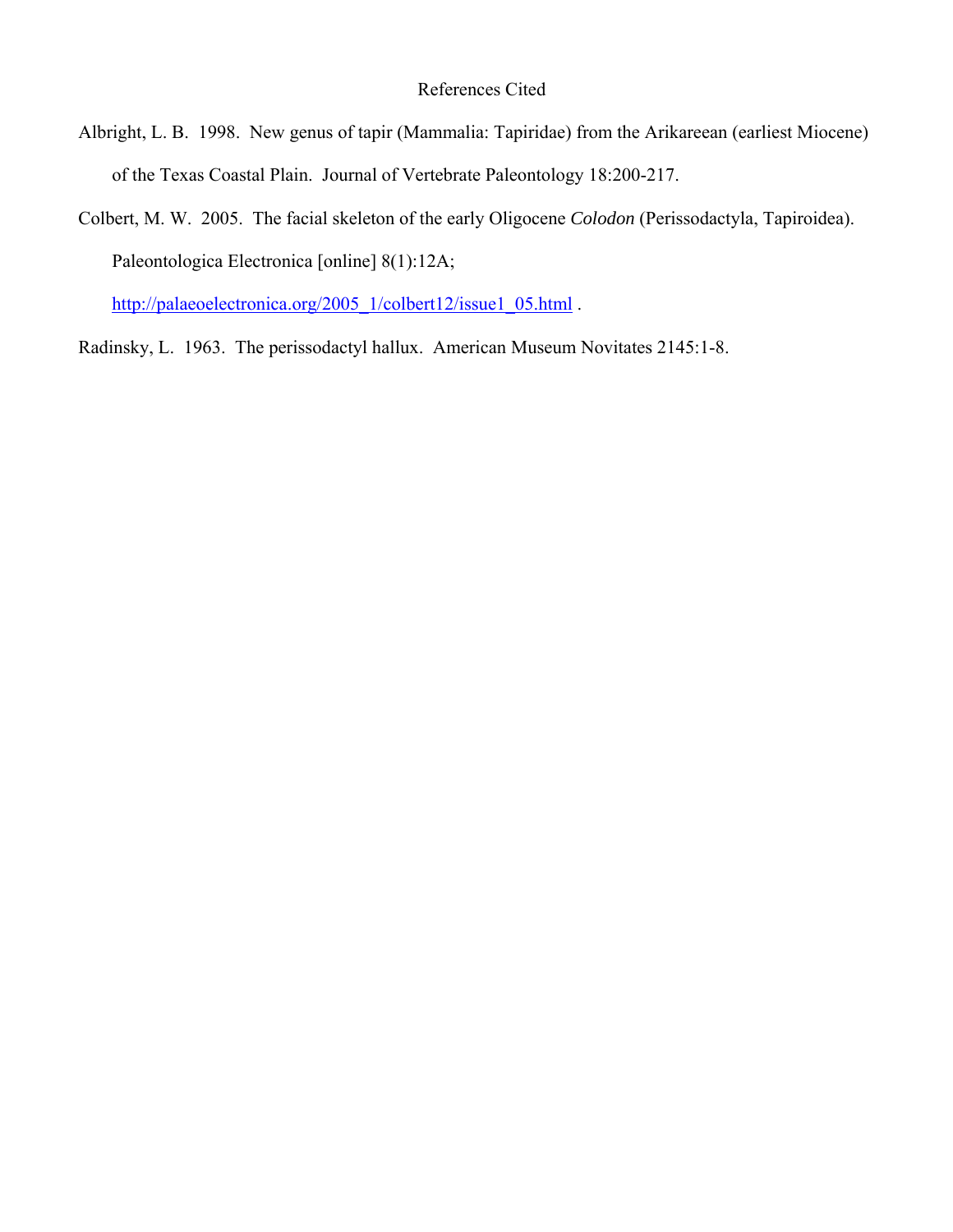# References Cited

Albright, L. B. 1998. New genus of tapir (Mammalia: Tapiridae) from the Arikareean (earliest Miocene) of the Texas Coastal Plain. Journal of Vertebrate Paleontology 18:200-217.

Colbert, M. W. 2005. The facial skeleton of the early Oligocene *Colodon* (Perissodactyla, Tapiroidea). Paleontologica Electronica [online] 8(1):12A; http://palaeoelectronica.org/2005_1/colbert12/issue1_05.html .

Radinsky, L. 1963. The perissodactyl hallux. American Museum Novitates 2145:1-8.